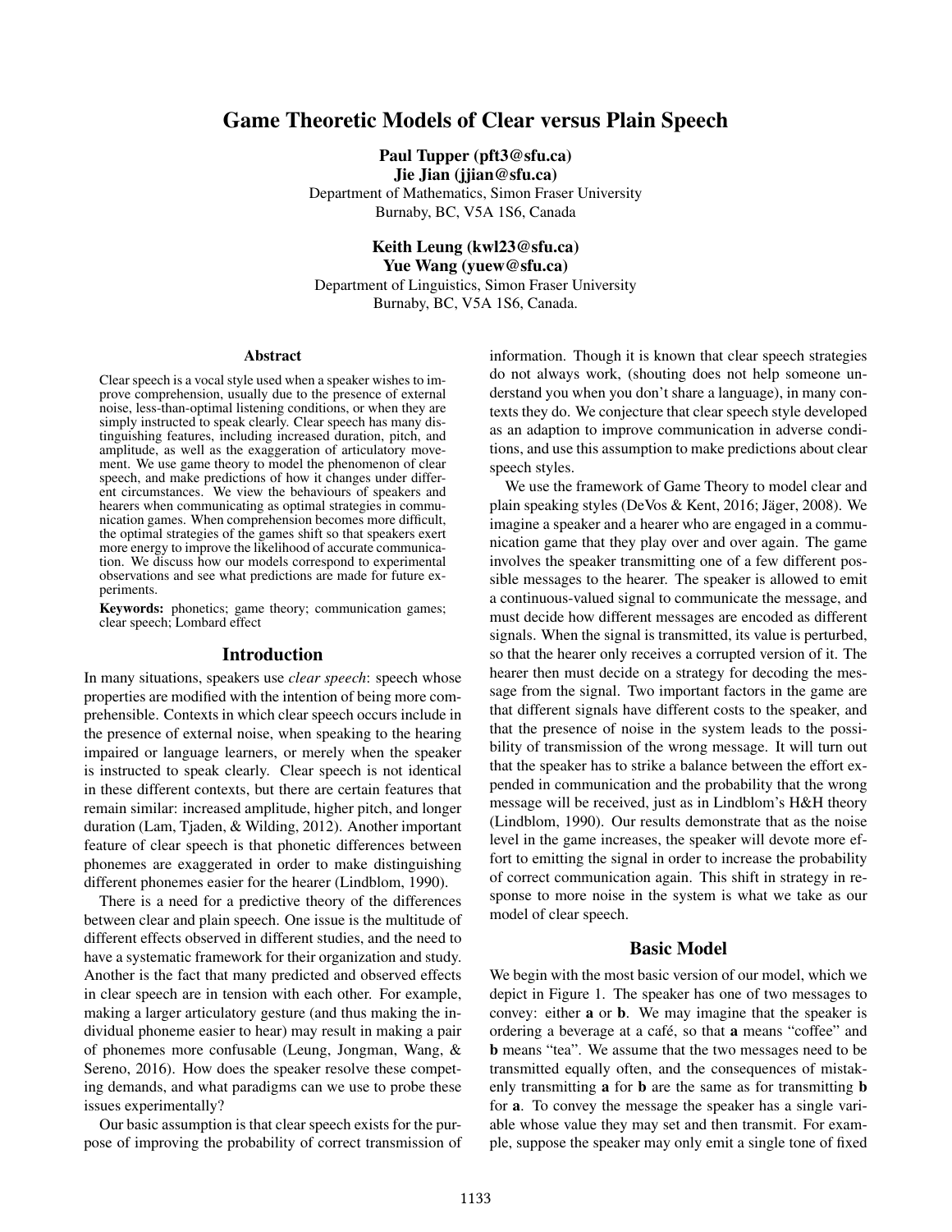# Game Theoretic Models of Clear versus Plain Speech

**Paul Tupper (pft3@sfu.ca)**
**Jie Jian (jjian@sfu.ca)**
Department of Mathematics, Simon Fraser University
Burnaby, BC, V5A 1S6, Canada

**Keith Leung (kwl23@sfu.ca)**
**Yue Wang (yuew@sfu.ca)**
Department of Linguistics, Simon Fraser University
Burnaby, BC, V5A 1S6, Canada.

## Abstract

Clear speech is a vocal style used when a speaker wishes to improve comprehension, usually due to the presence of external noise, less-than-optimal listening conditions, or when they are simply instructed to speak clearly. Clear speech has many distinguishing features, including increased duration, pitch, and amplitude, as well as the exaggeration of articulatory movement. We use game theory to model the phenomenon of clear speech, and make predictions of how it changes under different circumstances. We view the behaviours of speakers and hearers when communicating as optimal strategies in communication games. When comprehension becomes more difficult, the optimal strategies of the games shift so that speakers exert more energy to improve the likelihood of accurate communication. We discuss how our models correspond to experimental observations and see what predictions are made for future experiments.

**Keywords:** phonetics; game theory; communication games; clear speech; Lombard effect

## Introduction

In many situations, speakers use *clear speech*: speech whose properties are modified with the intention of being more comprehensible. Contexts in which clear speech occurs include in the presence of external noise, when speaking to the hearing impaired or language learners, or merely when the speaker is instructed to speak clearly. Clear speech is not identical in these different contexts, but there are certain features that remain similar: increased amplitude, higher pitch, and longer duration (Lam, Tjaden, & Wilding, 2012). Another important feature of clear speech is that phonetic differences between phonemes are exaggerated in order to make distinguishing different phonemes easier for the hearer (Lindblom, 1990).

There is a need for a predictive theory of the differences between clear and plain speech. One issue is the multitude of different effects observed in different studies, and the need to have a systematic framework for their organization and study. Another is the fact that many predicted and observed effects in clear speech are in tension with each other. For example, making a larger articulatory gesture (and thus making the individual phoneme easier to hear) may result in making a pair of phonemes more confusable (Leung, Jongman, Wang, & Sereno, 2016). How does the speaker resolve these competing demands, and what paradigms can we use to probe these issues experimentally?

Our basic assumption is that clear speech exists for the purpose of improving the probability of correct transmission of information. Though it is known that clear speech strategies do not always work, (shouting does not help someone understand you when you don't share a language), in many contexts they do. We conjecture that clear speech style developed as an adaption to improve communication in adverse conditions, and use this assumption to make predictions about clear speech styles.

We use the framework of Game Theory to model clear and plain speaking styles (DeVos & Kent, 2016; Jäger, 2008). We imagine a speaker and a hearer who are engaged in a communication game that they play over and over again. The game involves the speaker transmitting one of a few different possible messages to the hearer. The speaker is allowed to emit a continuous-valued signal to communicate the message, and must decide how different messages are encoded as different signals. When the signal is transmitted, its value is perturbed, so that the hearer only receives a corrupted version of it. The hearer then must decide on a strategy for decoding the message from the signal. Two important factors in the game are that different signals have different costs to the speaker, and that the presence of noise in the system leads to the possibility of transmission of the wrong message. It will turn out that the speaker has to strike a balance between the effort expended in communication and the probability that the wrong message will be received, just as in Lindblom's H&H theory (Lindblom, 1990). Our results demonstrate that as the noise level in the game increases, the speaker will devote more effort to emitting the signal in order to increase the probability of correct communication again. This shift in strategy in response to more noise in the system is what we take as our model of clear speech.

## Basic Model

We begin with the most basic version of our model, which we depict in Figure 1. The speaker has one of two messages to convey: either **a** or **b**. We may imagine that the speaker is ordering a beverage at a café, so that **a** means "coffee" and **b** means "tea". We assume that the two messages need to be transmitted equally often, and the consequences of mistakenly transmitting **a** for **b** are the same as for transmitting **b** for **a**. To convey the message the speaker has a single variable whose value they may set and then transmit. For example, suppose the speaker may only emit a single tone of fixed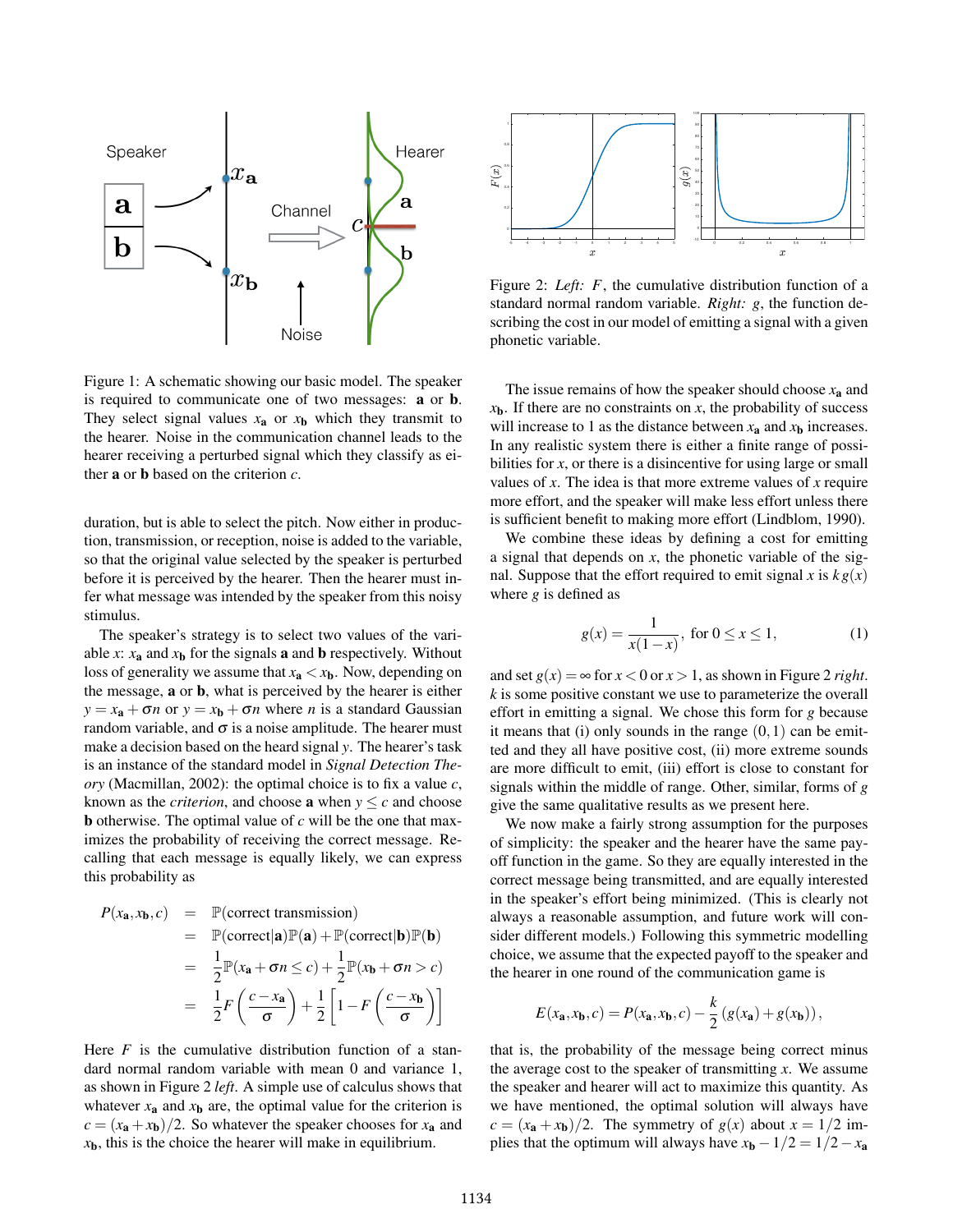Figure 1: A schematic showing our basic model. The speaker is required to communicate one of two messages: **a** or **b**. They select signal values $x_{\mathbf{a}}$ or $x_{\mathbf{b}}$ which they transmit to the hearer. Noise in the communication channel leads to the hearer receiving a perturbed signal which they classify as either **a** or **b** based on the criterion $c$.

duration, but is able to select the pitch. Now either in production, transmission, or reception, noise is added to the variable, so that the original value selected by the speaker is perturbed before it is perceived by the hearer. Then the hearer must infer what message was intended by the speaker from this noisy stimulus.

The speaker's strategy is to select two values of the variable $x$: $x_{\mathbf{a}}$ and $x_{\mathbf{b}}$ for the signals **a** and **b** respectively. Without loss of generality we assume that $x_{\mathbf{a}} < x_{\mathbf{b}}$. Now, depending on the message, **a** or **b**, what is perceived by the hearer is either $y = x_{\mathbf{a}} + \sigma n$ or $y = x_{\mathbf{b}} + \sigma n$ where $n$ is a standard Gaussian random variable, and $\sigma$ is a noise amplitude. The hearer must make a decision based on the heard signal $y$. The hearer's task is an instance of the standard model in *Signal Detection Theory* (Macmillan, 2002): the optimal choice is to fix a value $c$, known as the *criterion*, and choose **a** when $y \leq c$ and choose **b** otherwise. The optimal value of $c$ will be the one that maximizes the probability of receiving the correct message. Recalling that each message is equally likely, we can express this probability as

$$
\begin{aligned}
P(x_{\mathbf{a}}, x_{\mathbf{b}}, c) &= \mathbb{P}(\text{correct transmission}) \\
&= \mathbb{P}(\text{correct}|\mathbf{a})\mathbb{P}(\mathbf{a}) + \mathbb{P}(\text{correct}|\mathbf{b})\mathbb{P}(\mathbf{b}) \\
&= \frac{1}{2}\mathbb{P}(x_{\mathbf{a}} + \sigma n \leq c) + \frac{1}{2}\mathbb{P}(x_{\mathbf{b}} + \sigma n > c) \\
&= \frac{1}{2}F\left(\frac{c - x_{\mathbf{a}}}{\sigma}\right) + \frac{1}{2}\left[1 - F\left(\frac{c - x_{\mathbf{b}}}{\sigma}\right)\right]
\end{aligned}
$$

Here $F$ is the cumulative distribution function of a standard normal random variable with mean 0 and variance 1, as shown in Figure 2 *left*. A simple use of calculus shows that whatever $x_{\mathbf{a}}$ and $x_{\mathbf{b}}$ are, the optimal value for the criterion is $c = (x_{\mathbf{a}} + x_{\mathbf{b}})/2$. So whatever the speaker chooses for $x_{\mathbf{a}}$ and $x_{\mathbf{b}}$, this is the choice the hearer will make in equilibrium.

Figure 2: *Left:* $F$, the cumulative distribution function of a standard normal random variable. *Right:* $g$, the function describing the cost in our model of emitting a signal with a given phonetic variable.

The issue remains of how the speaker should choose $x_{\mathbf{a}}$ and $x_{\mathbf{b}}$. If there are no constraints on $x$, the probability of success will increase to 1 as the distance between $x_{\mathbf{a}}$ and $x_{\mathbf{b}}$ increases. In any realistic system there is either a finite range of possibilities for $x$, or there is a disincentive for using large or small values of $x$. The idea is that more extreme values of $x$ require more effort, and the speaker will make less effort unless there is sufficient benefit to making more effort (Lindblom, 1990).

We combine these ideas by defining a cost for emitting a signal that depends on $x$, the phonetic variable of the signal. Suppose that the effort required to emit signal $x$ is $k\,g(x)$ where $g$ is defined as

$$
g(x) = \frac{1}{x(1-x)}, \text{ for } 0 \leq x \leq 1, \qquad (1)
$$

and set $g(x) = \infty$ for $x < 0$ or $x > 1$, as shown in Figure 2 *right*. $k$ is some positive constant we use to parameterize the overall effort in emitting a signal. We chose this form for $g$ because it means that (i) only sounds in the range $(0, 1)$ can be emitted and they all have positive cost, (ii) more extreme sounds are more difficult to emit, (iii) effort is close to constant for signals within the middle of range. Other, similar, forms of $g$ give the same qualitative results as we present here.

We now make a fairly strong assumption for the purposes of simplicity: the speaker and the hearer have the same payoff function in the game. So they are equally interested in the correct message being transmitted, and are equally interested in the speaker's effort being minimized. (This is clearly not always a reasonable assumption, and future work will consider different models.) Following this symmetric modelling choice, we assume that the expected payoff to the speaker and the hearer in one round of the communication game is

$$
E(x_{\mathbf{a}}, x_{\mathbf{b}}, c) = P(x_{\mathbf{a}}, x_{\mathbf{b}}, c) - \frac{k}{2}\left(g(x_{\mathbf{a}}) + g(x_{\mathbf{b}})\right),
$$

that is, the probability of the message being correct minus the average cost to the speaker of transmitting $x$. We assume the speaker and hearer will act to maximize this quantity. As we have mentioned, the optimal solution will always have $c = (x_{\mathbf{a}} + x_{\mathbf{b}})/2$. The symmetry of $g(x)$ about $x = 1/2$ implies that the optimum will always have $x_{\mathbf{b}} - 1/2 = 1/2 - x_{\mathbf{a}}$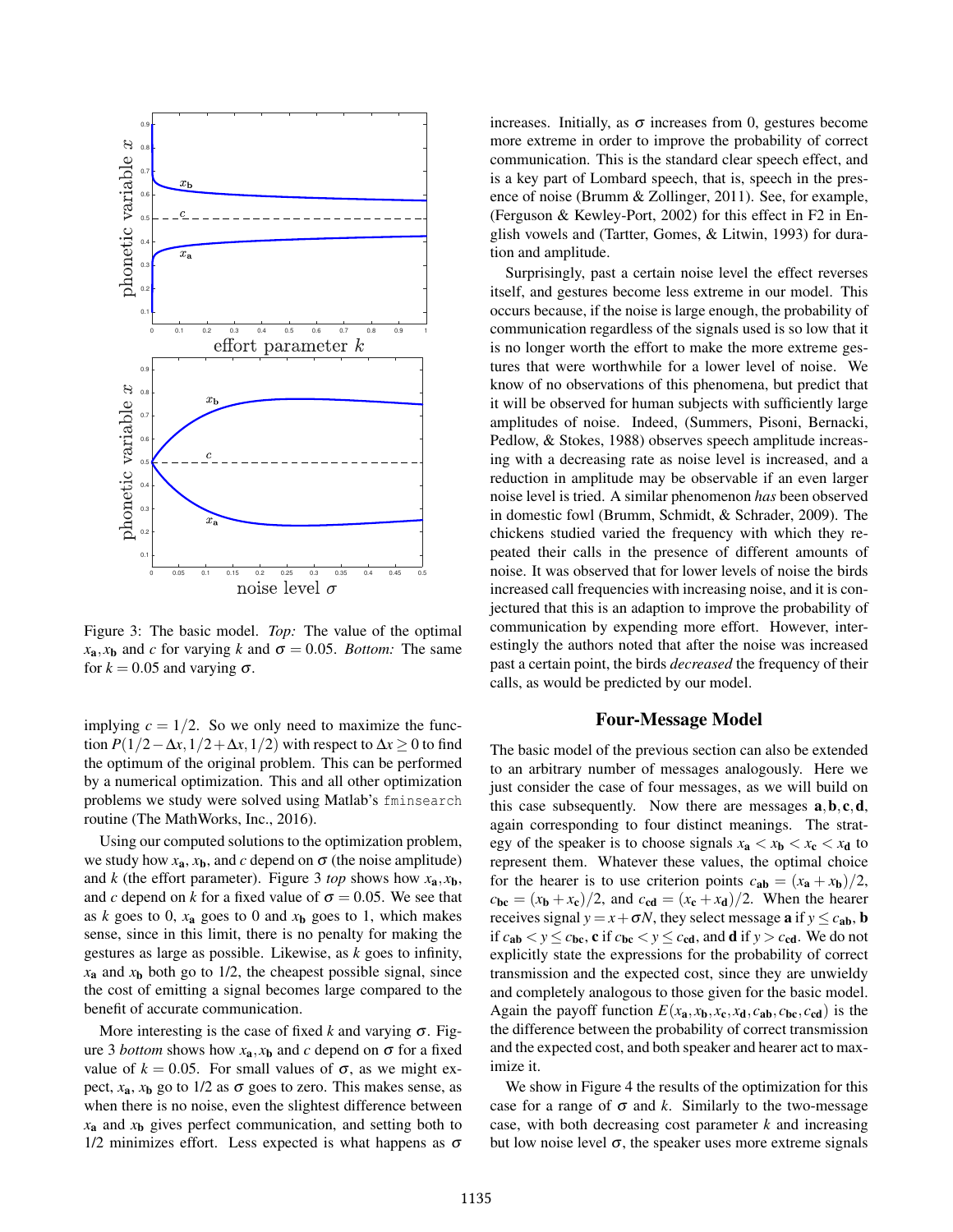Figure 3: The basic model. *Top:* The value of the optimal $x_\mathbf{a}, x_\mathbf{b}$ and $c$ for varying $k$ and $\sigma = 0.05$. *Bottom:* The same for $k = 0.05$ and varying $\sigma$.

implying $c = 1/2$. So we only need to maximize the function $P(1/2 - \Delta x, 1/2 + \Delta x, 1/2)$ with respect to $\Delta x \geq 0$ to find the optimum of the original problem. This can be performed by a numerical optimization. This and all other optimization problems we study were solved using Matlab's `fminsearch` routine (The MathWorks, Inc., 2016).

Using our computed solutions to the optimization problem, we study how $x_\mathbf{a}$, $x_\mathbf{b}$, and $c$ depend on $\sigma$ (the noise amplitude) and $k$ (the effort parameter). Figure 3 *top* shows how $x_\mathbf{a}, x_\mathbf{b}$, and $c$ depend on $k$ for a fixed value of $\sigma = 0.05$. We see that as $k$ goes to 0, $x_\mathbf{a}$ goes to 0 and $x_\mathbf{b}$ goes to 1, which makes sense, since in this limit, there is no penalty for making the gestures as large as possible. Likewise, as $k$ goes to infinity, $x_\mathbf{a}$ and $x_\mathbf{b}$ both go to 1/2, the cheapest possible signal, since the cost of emitting a signal becomes large compared to the benefit of accurate communication.

More interesting is the case of fixed $k$ and varying $\sigma$. Figure 3 *bottom* shows how $x_\mathbf{a}, x_\mathbf{b}$ and $c$ depend on $\sigma$ for a fixed value of $k = 0.05$. For small values of $\sigma$, as we might expect, $x_\mathbf{a}$, $x_\mathbf{b}$ go to 1/2 as $\sigma$ goes to zero. This makes sense, as when there is no noise, even the slightest difference between $x_\mathbf{a}$ and $x_\mathbf{b}$ gives perfect communication, and setting both to 1/2 minimizes effort. Less expected is what happens as $\sigma$ increases. Initially, as $\sigma$ increases from 0, gestures become more extreme in order to improve the probability of correct communication. This is the standard clear speech effect, and is a key part of Lombard speech, that is, speech in the presence of noise (Brumm & Zollinger, 2011). See, for example, (Ferguson & Kewley-Port, 2002) for this effect in F2 in English vowels and (Tartter, Gomes, & Litwin, 1993) for duration and amplitude.

Surprisingly, past a certain noise level the effect reverses itself, and gestures become less extreme in our model. This occurs because, if the noise is large enough, the probability of communication regardless of the signals used is so low that it is no longer worth the effort to make the more extreme gestures that were worthwhile for a lower level of noise. We know of no observations of this phenomena, but predict that it will be observed for human subjects with sufficiently large amplitudes of noise. Indeed, (Summers, Pisoni, Bernacki, Pedlow, & Stokes, 1988) observes speech amplitude increasing with a decreasing rate as noise level is increased, and a reduction in amplitude may be observable if an even larger noise level is tried. A similar phenomenon *has* been observed in domestic fowl (Brumm, Schmidt, & Schrader, 2009). The chickens studied varied the frequency with which they repeated their calls in the presence of different amounts of noise. It was observed that for lower levels of noise the birds increased call frequencies with increasing noise, and it is conjectured that this is an adaption to improve the probability of communication by expending more effort. However, interestingly the authors noted that after the noise was increased past a certain point, the birds *decreased* the frequency of their calls, as would be predicted by our model.

## Four-Message Model

The basic model of the previous section can also be extended to an arbitrary number of messages analogously. Here we just consider the case of four messages, as we will build on this case subsequently. Now there are messages $\mathbf{a}, \mathbf{b}, \mathbf{c}, \mathbf{d}$, again corresponding to four distinct meanings. The strategy of the speaker is to choose signals $x_\mathbf{a} < x_\mathbf{b} < x_\mathbf{c} < x_\mathbf{d}$ to represent them. Whatever these values, the optimal choice for the hearer is to use criterion points $c_\mathbf{ab} = (x_\mathbf{a} + x_\mathbf{b})/2$, $c_\mathbf{bc} = (x_\mathbf{b} + x_\mathbf{c})/2$, and $c_\mathbf{cd} = (x_\mathbf{c} + x_\mathbf{d})/2$. When the hearer receives signal $y = x + \sigma N$, they select message $\mathbf{a}$ if $y \leq c_\mathbf{ab}$, $\mathbf{b}$ if $c_\mathbf{ab} < y \leq c_\mathbf{bc}$, $\mathbf{c}$ if $c_\mathbf{bc} < y \leq c_\mathbf{cd}$, and $\mathbf{d}$ if $y > c_\mathbf{cd}$. We do not explicitly state the expressions for the probability of correct transmission and the expected cost, since they are unwieldy and completely analogous to those given for the basic model. Again the payoff function $E(x_\mathbf{a}, x_\mathbf{b}, x_\mathbf{c}, x_\mathbf{d}, c_\mathbf{ab}, c_\mathbf{bc}, c_\mathbf{cd})$ is the the difference between the probability of correct transmission and the expected cost, and both speaker and hearer act to maximize it.

We show in Figure 4 the results of the optimization for this case for a range of $\sigma$ and $k$. Similarly to the two-message case, with both decreasing cost parameter $k$ and increasing but low noise level $\sigma$, the speaker uses more extreme signals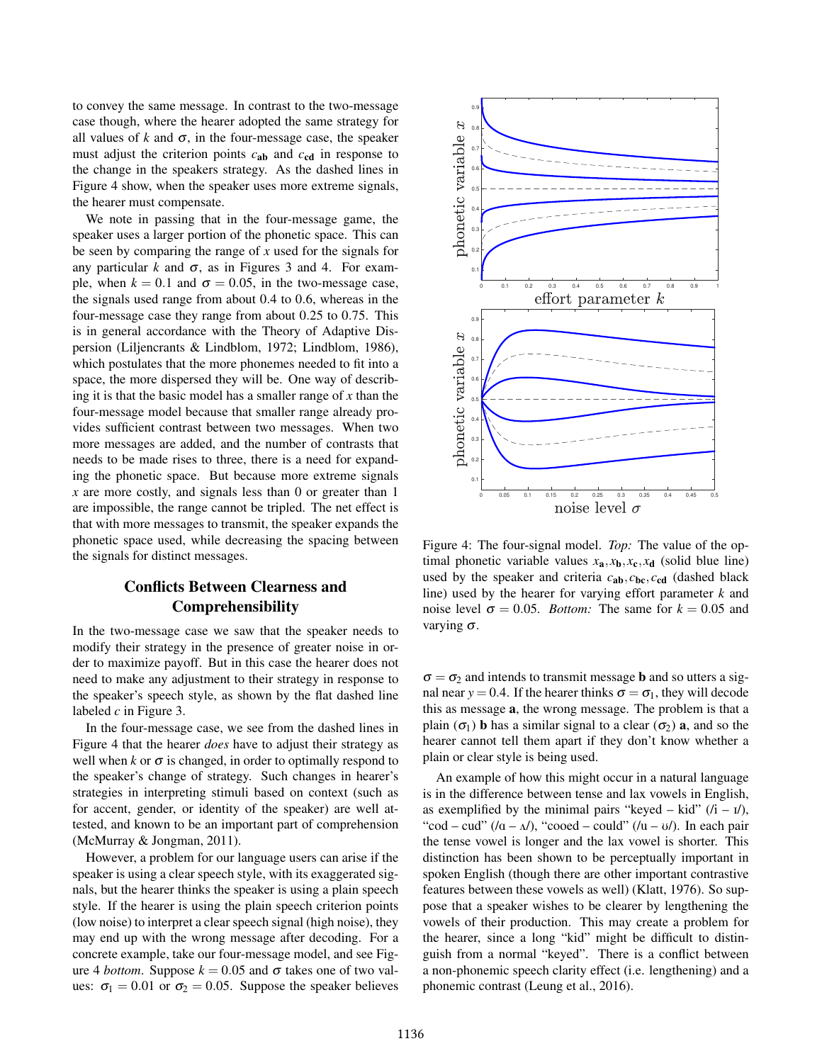to convey the same message. In contrast to the two-message case though, where the hearer adopted the same strategy for all values of $k$ and $\sigma$, in the four-message case, the speaker must adjust the criterion points $c_{\mathbf{ab}}$ and $c_{\mathbf{cd}}$ in response to the change in the speakers strategy. As the dashed lines in Figure 4 show, when the speaker uses more extreme signals, the hearer must compensate.

We note in passing that in the four-message game, the speaker uses a larger portion of the phonetic space. This can be seen by comparing the range of $x$ used for the signals for any particular $k$ and $\sigma$, as in Figures 3 and 4. For example, when $k = 0.1$ and $\sigma = 0.05$, in the two-message case, the signals used range from about 0.4 to 0.6, whereas in the four-message case they range from about 0.25 to 0.75. This is in general accordance with the Theory of Adaptive Dispersion (Liljencrants & Lindblom, 1972; Lindblom, 1986), which postulates that the more phonemes needed to fit into a space, the more dispersed they will be. One way of describing it is that the basic model has a smaller range of $x$ than the four-message model because that smaller range already provides sufficient contrast between two messages. When two more messages are added, and the number of contrasts that needs to be made rises to three, there is a need for expanding the phonetic space. But because more extreme signals $x$ are more costly, and signals less than 0 or greater than 1 are impossible, the range cannot be tripled. The net effect is that with more messages to transmit, the speaker expands the phonetic space used, while decreasing the spacing between the signals for distinct messages.

## Conflicts Between Clearness and Comprehensibility

In the two-message case we saw that the speaker needs to modify their strategy in the presence of greater noise in order to maximize payoff. But in this case the hearer does not need to make any adjustment to their strategy in response to the speaker's speech style, as shown by the flat dashed line labeled $c$ in Figure 3.

In the four-message case, we see from the dashed lines in Figure 4 that the hearer *does* have to adjust their strategy as well when $k$ or $\sigma$ is changed, in order to optimally respond to the speaker's change of strategy. Such changes in hearer's strategies in interpreting stimuli based on context (such as for accent, gender, or identity of the speaker) are well attested, and known to be an important part of comprehension (McMurray & Jongman, 2011).

However, a problem for our language users can arise if the speaker is using a clear speech style, with its exaggerated signals, but the hearer thinks the speaker is using a plain speech style. If the hearer is using the plain speech criterion points (low noise) to interpret a clear speech signal (high noise), they may end up with the wrong message after decoding. For a concrete example, take our four-message model, and see Figure 4 *bottom*. Suppose $k = 0.05$ and $\sigma$ takes one of two values: $\sigma_1 = 0.01$ or $\sigma_2 = 0.05$. Suppose the speaker believes $\sigma = \sigma_2$ and intends to transmit message **b** and so utters a signal near $y = 0.4$. If the hearer thinks $\sigma = \sigma_1$, they will decode this as message **a**, the wrong message. The problem is that a plain ($\sigma_1$) **b** has a similar signal to a clear ($\sigma_2$) **a**, and so the hearer cannot tell them apart if they don't know whether a plain or clear style is being used.

An example of how this might occur in a natural language is in the difference between tense and lax vowels in English, as exemplified by the minimal pairs "keyed – kid" (/i – ɪ/), "cod – cud" (/ɑ – ʌ/), "cooed – could" (/u – ʊ/). In each pair the tense vowel is longer and the lax vowel is shorter. This distinction has been shown to be perceptually important in spoken English (though there are other important contrastive features between these vowels as well) (Klatt, 1976). So suppose that a speaker wishes to be clearer by lengthening the vowels of their production. This may create a problem for the hearer, since a long "kid" might be difficult to distinguish from a normal "keyed". There is a conflict between a non-phonemic speech clarity effect (i.e. lengthening) and a phonemic contrast (Leung et al., 2016).

Figure 4: The four-signal model. *Top:* The value of the optimal phonetic variable values $x_{\mathbf{a}}, x_{\mathbf{b}}, x_{\mathbf{c}}, x_{\mathbf{d}}$ (solid blue line) used by the speaker and criteria $c_{\mathbf{ab}}, c_{\mathbf{bc}}, c_{\mathbf{cd}}$ (dashed black line) used by the hearer for varying effort parameter $k$ and noise level $\sigma = 0.05$. *Bottom:* The same for $k = 0.05$ and varying $\sigma$.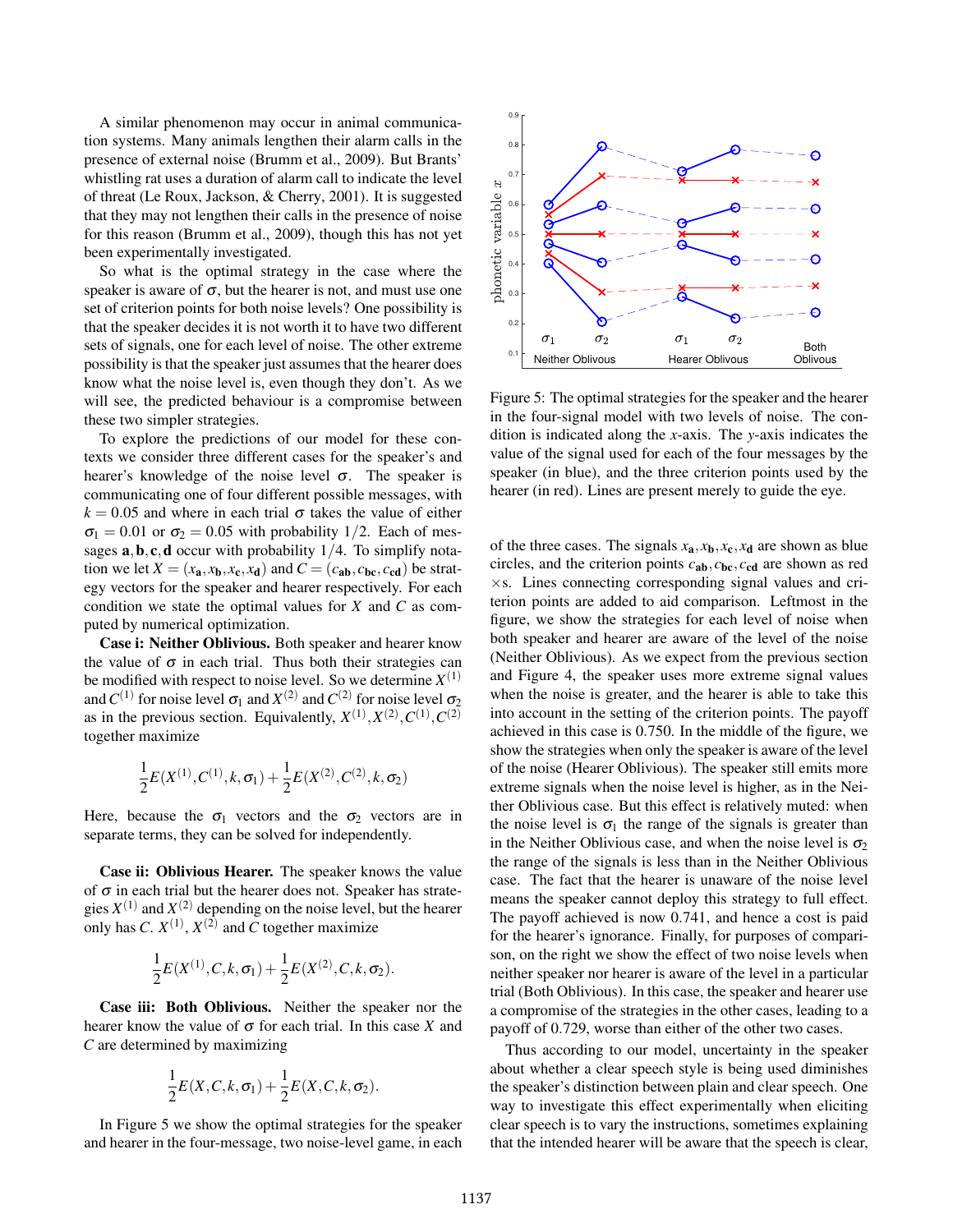A similar phenomenon may occur in animal communication systems. Many animals lengthen their alarm calls in the presence of external noise (Brumm et al., 2009). But Brants' whistling rat uses a duration of alarm call to indicate the level of threat (Le Roux, Jackson, & Cherry, 2001). It is suggested that they may not lengthen their calls in the presence of noise for this reason (Brumm et al., 2009), though this has not yet been experimentally investigated.

So what is the optimal strategy in the case where the speaker is aware of $\sigma$, but the hearer is not, and must use one set of criterion points for both noise levels? One possibility is that the speaker decides it is not worth it to have two different sets of signals, one for each level of noise. The other extreme possibility is that the speaker just assumes that the hearer does know what the noise level is, even though they don't. As we will see, the predicted behaviour is a compromise between these two simpler strategies.

To explore the predictions of our model for these contexts we consider three different cases for the speaker's and hearer's knowledge of the noise level $\sigma$. The speaker is communicating one of four different possible messages, with $k = 0.05$ and where in each trial $\sigma$ takes the value of either $\sigma_1 = 0.01$ or $\sigma_2 = 0.05$ with probability $1/2$. Each of messages $\mathbf{a}, \mathbf{b}, \mathbf{c}, \mathbf{d}$ occur with probability $1/4$. To simplify notation we let $X = (x_\mathbf{a}, x_\mathbf{b}, x_\mathbf{c}, x_\mathbf{d})$ and $C = (c_\mathbf{ab}, c_\mathbf{bc}, c_\mathbf{cd})$ be strategy vectors for the speaker and hearer respectively. For each condition we state the optimal values for $X$ and $C$ as computed by numerical optimization.

**Case i: Neither Oblivious.** Both speaker and hearer know the value of $\sigma$ in each trial. Thus both their strategies can be modified with respect to noise level. So we determine $X^{(1)}$ and $C^{(1)}$ for noise level $\sigma_1$ and $X^{(2)}$ and $C^{(2)}$ for noise level $\sigma_2$ as in the previous section. Equivalently, $X^{(1)}, X^{(2)}, C^{(1)}, C^{(2)}$ together maximize

$$\frac{1}{2}E(X^{(1)}, C^{(1)}, k, \sigma_1) + \frac{1}{2}E(X^{(2)}, C^{(2)}, k, \sigma_2)$$

Here, because the $\sigma_1$ vectors and the $\sigma_2$ vectors are in separate terms, they can be solved for independently.

**Case ii: Oblivious Hearer.** The speaker knows the value of $\sigma$ in each trial but the hearer does not. Speaker has strategies $X^{(1)}$ and $X^{(2)}$ depending on the noise level, but the hearer only has $C$. $X^{(1)}$, $X^{(2)}$ and $C$ together maximize

$$\frac{1}{2}E(X^{(1)}, C, k, \sigma_1) + \frac{1}{2}E(X^{(2)}, C, k, \sigma_2).$$

**Case iii: Both Oblivious.** Neither the speaker nor the hearer know the value of $\sigma$ for each trial. In this case $X$ and $C$ are determined by maximizing

$$\frac{1}{2}E(X, C, k, \sigma_1) + \frac{1}{2}E(X, C, k, \sigma_2).$$

In Figure 5 we show the optimal strategies for the speaker and hearer in the four-message, two noise-level game, in each of the three cases. The signals $x_\mathbf{a}, x_\mathbf{b}, x_\mathbf{c}, x_\mathbf{d}$ are shown as blue circles, and the criterion points $c_\mathbf{ab}, c_\mathbf{bc}, c_\mathbf{cd}$ are shown as red $\times$s. Lines connecting corresponding signal values and criterion points are added to aid comparison. Leftmost in the figure, we show the strategies for each level of noise when both speaker and hearer are aware of the level of the noise (Neither Oblivious). As we expect from the previous section and Figure 4, the speaker uses more extreme signal values when the noise is greater, and the hearer is able to take this into account in the setting of the criterion points. The payoff achieved in this case is 0.750. In the middle of the figure, we show the strategies when only the speaker is aware of the level of the noise (Hearer Oblivious). The speaker still emits more extreme signals when the noise level is higher, as in the Neither Oblivious case. But this effect is relatively muted: when the noise level is $\sigma_1$ the range of the signals is greater than in the Neither Oblivious case, and when the noise level is $\sigma_2$ the range of the signals is less than in the Neither Oblivious case. The fact that the hearer is unaware of the noise level means the speaker cannot deploy this strategy to full effect. The payoff achieved is now 0.741, and hence a cost is paid for the hearer's ignorance. Finally, for purposes of comparison, on the right we show the effect of two noise levels when neither speaker nor hearer is aware of the level in a particular trial (Both Oblivious). In this case, the speaker and hearer use a compromise of the strategies in the other cases, leading to a payoff of 0.729, worse than either of the other two cases.

Figure 5: The optimal strategies for the speaker and the hearer in the four-signal model with two levels of noise. The condition is indicated along the $x$-axis. The $y$-axis indicates the value of the signal used for each of the four messages by the speaker (in blue), and the three criterion points used by the hearer (in red). Lines are present merely to guide the eye.

Thus according to our model, uncertainty in the speaker about whether a clear speech style is being used diminishes the speaker's distinction between plain and clear speech. One way to investigate this effect experimentally when eliciting clear speech is to vary the instructions, sometimes explaining that the intended hearer will be aware that the speech is clear,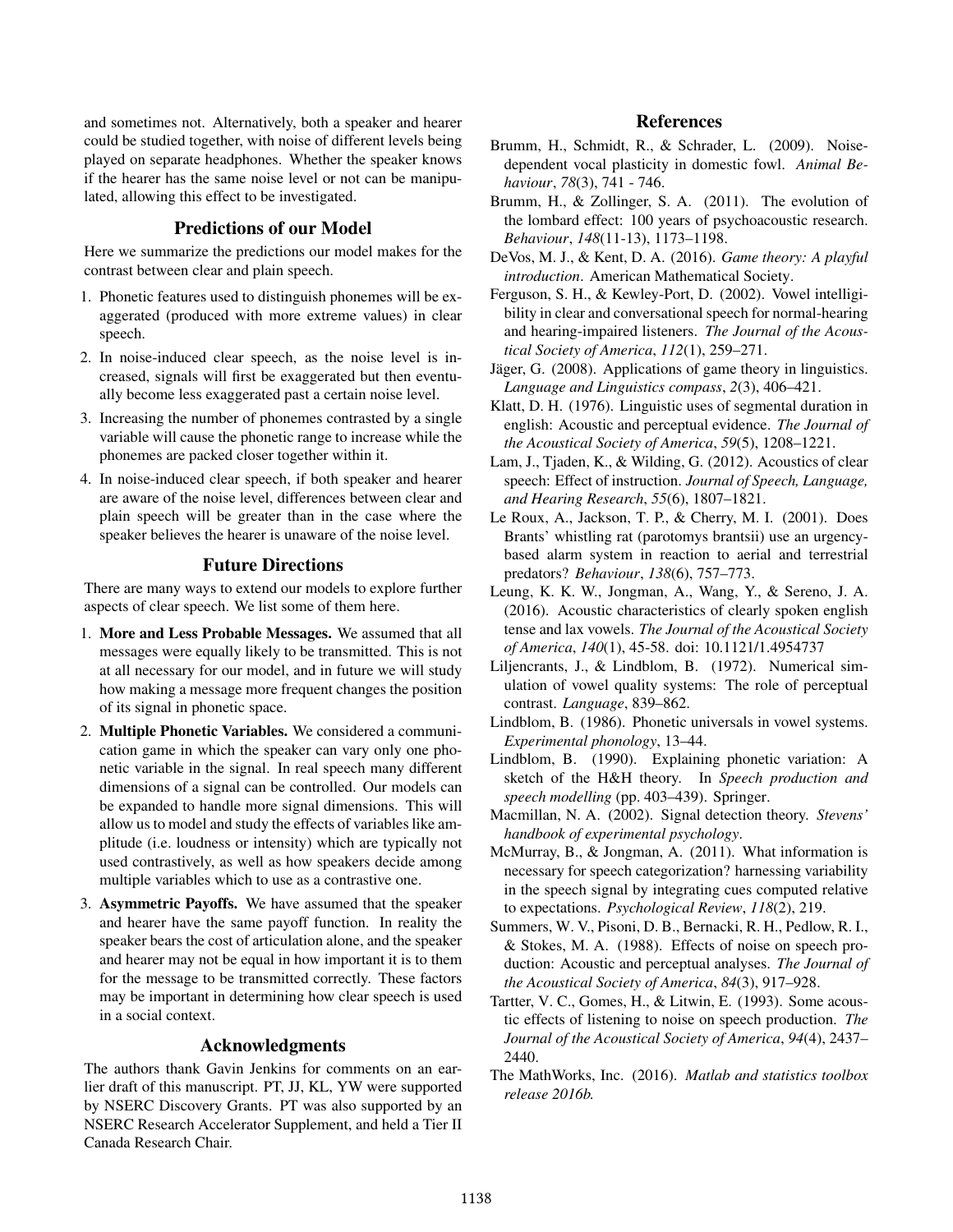and sometimes not. Alternatively, both a speaker and hearer could be studied together, with noise of different levels being played on separate headphones. Whether the speaker knows if the hearer has the same noise level or not can be manipulated, allowing this effect to be investigated.

## Predictions of our Model

Here we summarize the predictions our model makes for the contrast between clear and plain speech.

1. Phonetic features used to distinguish phonemes will be exaggerated (produced with more extreme values) in clear speech.
2. In noise-induced clear speech, as the noise level is increased, signals will first be exaggerated but then eventually become less exaggerated past a certain noise level.
3. Increasing the number of phonemes contrasted by a single variable will cause the phonetic range to increase while the phonemes are packed closer together within it.
4. In noise-induced clear speech, if both speaker and hearer are aware of the noise level, differences between clear and plain speech will be greater than in the case where the speaker believes the hearer is unaware of the noise level.

## Future Directions

There are many ways to extend our models to explore further aspects of clear speech. We list some of them here.

1. **More and Less Probable Messages.** We assumed that all messages were equally likely to be transmitted. This is not at all necessary for our model, and in future we will study how making a message more frequent changes the position of its signal in phonetic space.
2. **Multiple Phonetic Variables.** We considered a communication game in which the speaker can vary only one phonetic variable in the signal. In real speech many different dimensions of a signal can be controlled. Our models can be expanded to handle more signal dimensions. This will allow us to model and study the effects of variables like amplitude (i.e. loudness or intensity) which are typically not used contrastively, as well as how speakers decide among multiple variables which to use as a contrastive one.
3. **Asymmetric Payoffs.** We have assumed that the speaker and hearer have the same payoff function. In reality the speaker bears the cost of articulation alone, and the speaker and hearer may not be equal in how important it is to them for the message to be transmitted correctly. These factors may be important in determining how clear speech is used in a social context.

## Acknowledgments

The authors thank Gavin Jenkins for comments on an earlier draft of this manuscript. PT, JJ, KL, YW were supported by NSERC Discovery Grants. PT was also supported by an NSERC Research Accelerator Supplement, and held a Tier II Canada Research Chair.

## References

Brumm, H., Schmidt, R., & Schrader, L. (2009). Noise-dependent vocal plasticity in domestic fowl. *Animal Behaviour*, *78*(3), 741 - 746.

Brumm, H., & Zollinger, S. A. (2011). The evolution of the lombard effect: 100 years of psychoacoustic research. *Behaviour*, *148*(11-13), 1173–1198.

DeVos, M. J., & Kent, D. A. (2016). *Game theory: A playful introduction*. American Mathematical Society.

Ferguson, S. H., & Kewley-Port, D. (2002). Vowel intelligibility in clear and conversational speech for normal-hearing and hearing-impaired listeners. *The Journal of the Acoustical Society of America*, *112*(1), 259–271.

Jäger, G. (2008). Applications of game theory in linguistics. *Language and Linguistics compass*, *2*(3), 406–421.

Klatt, D. H. (1976). Linguistic uses of segmental duration in english: Acoustic and perceptual evidence. *The Journal of the Acoustical Society of America*, *59*(5), 1208–1221.

Lam, J., Tjaden, K., & Wilding, G. (2012). Acoustics of clear speech: Effect of instruction. *Journal of Speech, Language, and Hearing Research*, *55*(6), 1807–1821.

Le Roux, A., Jackson, T. P., & Cherry, M. I. (2001). Does Brants' whistling rat (parotomys brantsii) use an urgency-based alarm system in reaction to aerial and terrestrial predators? *Behaviour*, *138*(6), 757–773.

Leung, K. K. W., Jongman, A., Wang, Y., & Sereno, J. A. (2016). Acoustic characteristics of clearly spoken english tense and lax vowels. *The Journal of the Acoustical Society of America*, *140*(1), 45-58. doi: 10.1121/1.4954737

Liljencrants, J., & Lindblom, B. (1972). Numerical simulation of vowel quality systems: The role of perceptual contrast. *Language*, 839–862.

Lindblom, B. (1986). Phonetic universals in vowel systems. *Experimental phonology*, 13–44.

Lindblom, B. (1990). Explaining phonetic variation: A sketch of the H&H theory. In *Speech production and speech modelling* (pp. 403–439). Springer.

Macmillan, N. A. (2002). Signal detection theory. *Stevens' handbook of experimental psychology*.

McMurray, B., & Jongman, A. (2011). What information is necessary for speech categorization? harnessing variability in the speech signal by integrating cues computed relative to expectations. *Psychological Review*, *118*(2), 219.

Summers, W. V., Pisoni, D. B., Bernacki, R. H., Pedlow, R. I., & Stokes, M. A. (1988). Effects of noise on speech production: Acoustic and perceptual analyses. *The Journal of the Acoustical Society of America*, *84*(3), 917–928.

Tartter, V. C., Gomes, H., & Litwin, E. (1993). Some acoustic effects of listening to noise on speech production. *The Journal of the Acoustical Society of America*, *94*(4), 2437–2440.

The MathWorks, Inc. (2016). *Matlab and statistics toolbox release 2016b.*